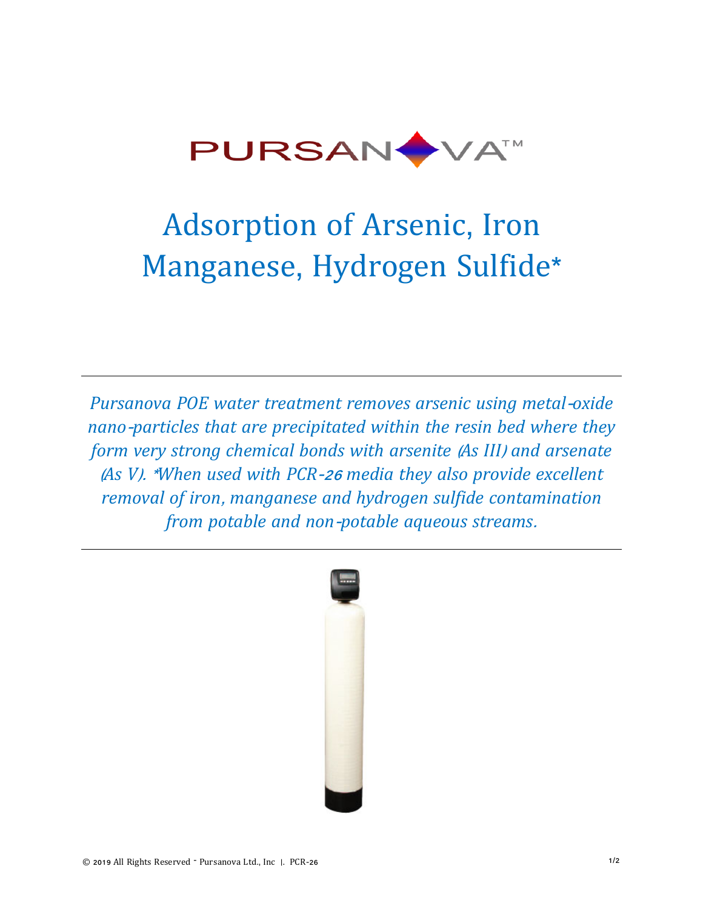PURSANOVA™

# Adsorption of Arsenic, Iron Manganese, Hydrogen Sulfide*

*Pursanova POE water treatment removes arsenic using metal-oxide nano-particles that are precipitated within the resin bed where they form very strong chemical bonds with arsenite (As III) and arsenate (As V). *When used with PCR-26 media they also provide excellent removal of iron, manganese and hydrogen sulfide contamination from potable and non-potable aqueous streams.*

© 2019 All Rights Reserved - Pursanova Ltd., Inc | PCR-26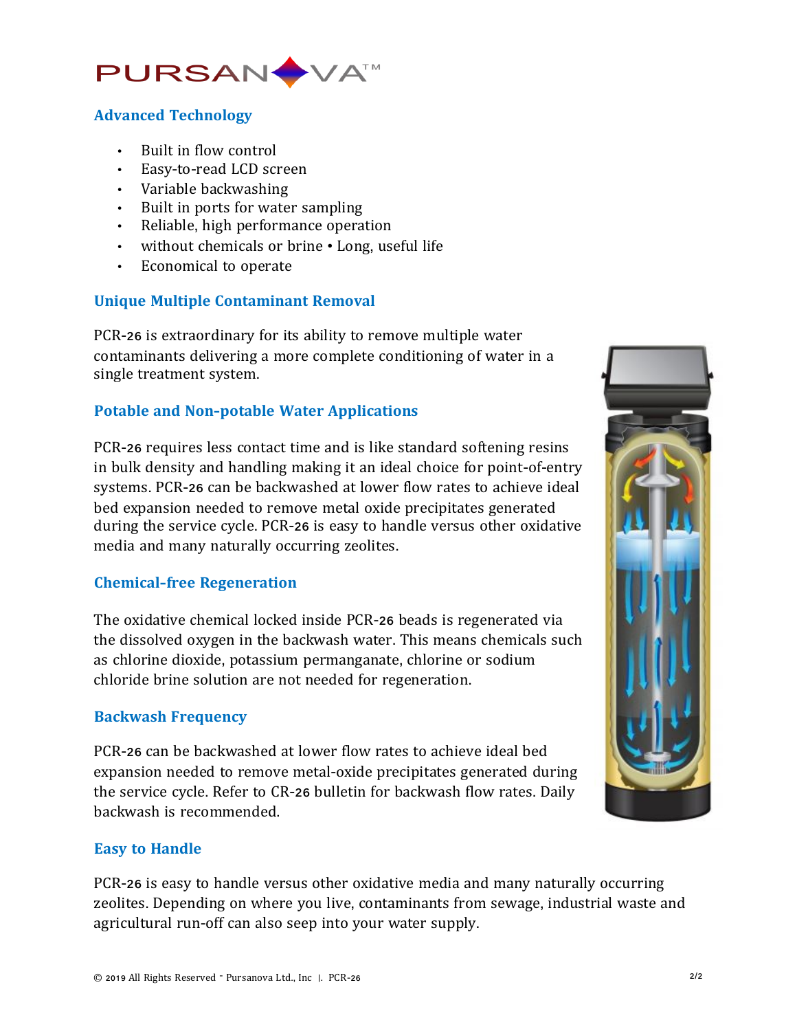PURSANOVA™

## Advanced Technology

- Built in flow control
- Easy-to-read LCD screen
- Variable backwashing
- Built in ports for water sampling
- Reliable, high performance operation
- without chemicals or brine • Long, useful life
- Economical to operate

## Unique Multiple Contaminant Removal

PCR-26 is extraordinary for its ability to remove multiple water contaminants delivering a more complete conditioning of water in a single treatment system.

## Potable and Non-potable Water Applications

PCR-26 requires less contact time and is like standard softening resins in bulk density and handling making it an ideal choice for point-of-entry systems. PCR-26 can be backwashed at lower flow rates to achieve ideal bed expansion needed to remove metal oxide precipitates generated during the service cycle. PCR-26 is easy to handle versus other oxidative media and many naturally occurring zeolites.

## Chemical-free Regeneration

The oxidative chemical locked inside PCR-26 beads is regenerated via the dissolved oxygen in the backwash water. This means chemicals such as chlorine dioxide, potassium permanganate, chlorine or sodium chloride brine solution are not needed for regeneration.

## Backwash Frequency

PCR-26 can be backwashed at lower flow rates to achieve ideal bed expansion needed to remove metal-oxide precipitates generated during the service cycle. Refer to CR-26 bulletin for backwash flow rates. Daily backwash is recommended.

## Easy to Handle

PCR-26 is easy to handle versus other oxidative media and many naturally occurring zeolites. Depending on where you live, contaminants from sewage, industrial waste and agricultural run-off can also seep into your water supply.

© 2019 All Rights Reserved ˉ Pursanova Ltd., Inc |. PCR-26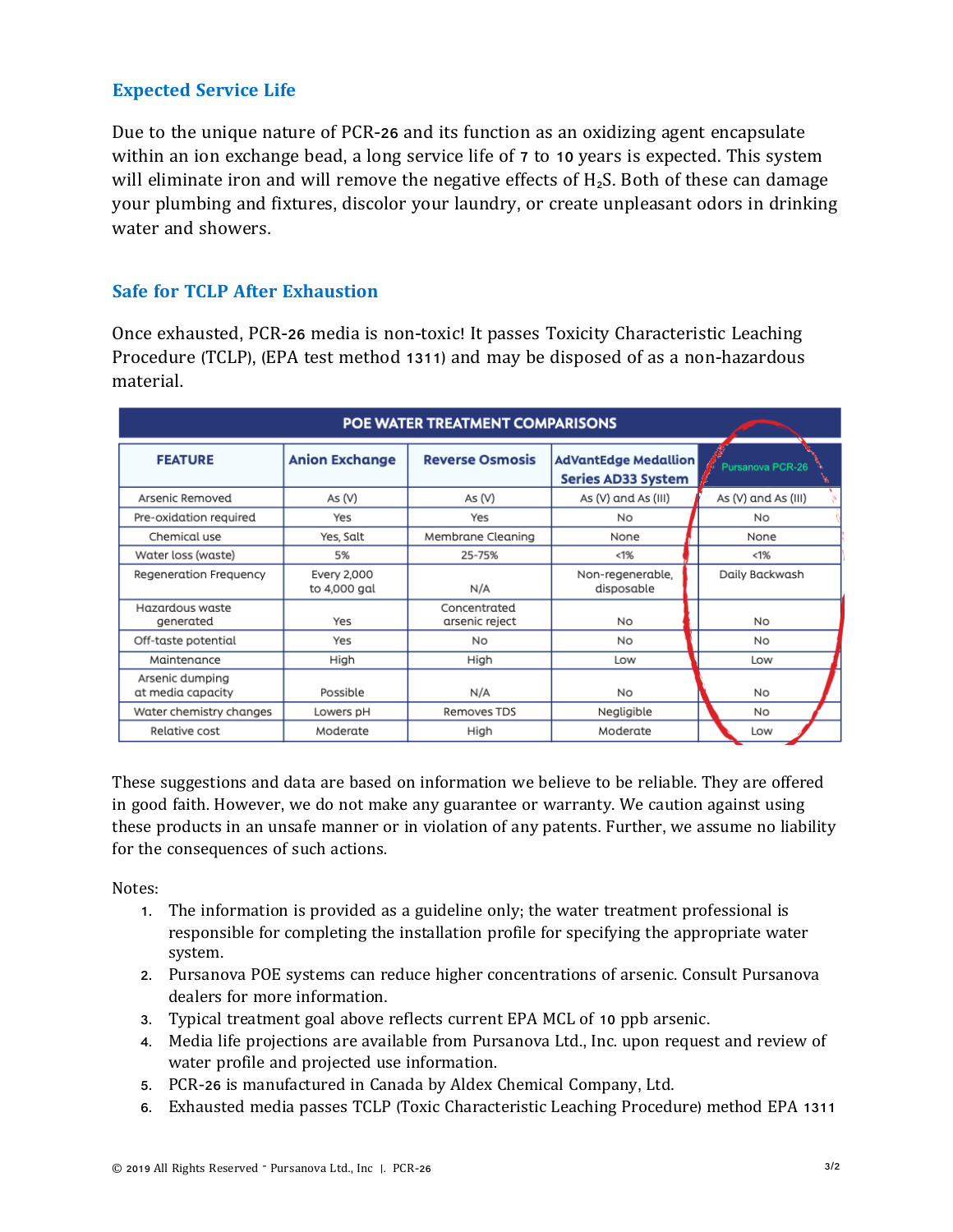## Expected Service Life

Due to the unique nature of PCR-26 and its function as an oxidizing agent encapsulate within an ion exchange bead, a long service life of 7 to 10 years is expected. This system will eliminate iron and will remove the negative effects of $H_2S$. Both of these can damage your plumbing and fixtures, discolor your laundry, or create unpleasant odors in drinking water and showers.

## Safe for TCLP After Exhaustion

Once exhausted, PCR-26 media is non-toxic! It passes Toxicity Characteristic Leaching Procedure (TCLP), (EPA test method 1311) and may be disposed of as a non-hazardous material.

| POE WATER TREATMENT COMPARISONS | | | | |
|---|---|---|---|---|
| **FEATURE** | **Anion Exchange** | **Reverse Osmosis** | **AdVantEdge Medallion Series AD33 System** | **Pursanova PCR-26** |
| Arsenic Removed | As (V) | As (V) | As (V) and As (III) | As (V) and As (III) |
| Pre-oxidation required | Yes | Yes | No | No |
| Chemical use | Yes, Salt | Membrane Cleaning | None | None |
| Water loss (waste) | 5% | 25-75% | <1% | <1% |
| Regeneration Frequency | Every 2,000 to 4,000 gal | N/A | Non-regenerable, disposable | Daily Backwash |
| Hazardous waste generated | Yes | Concentrated arsenic reject | No | No |
| Off-taste potential | Yes | No | No | No |
| Maintenance | High | High | Low | Low |
| Arsenic dumping at media capacity | Possible | N/A | No | No |
| Water chemistry changes | Lowers pH | Removes TDS | Negligible | No |
| Relative cost | Moderate | High | Moderate | Low |

These suggestions and data are based on information we believe to be reliable. They are offered in good faith. However, we do not make any guarantee or warranty. We caution against using these products in an unsafe manner or in violation of any patents. Further, we assume no liability for the consequences of such actions.

Notes:

1. The information is provided as a guideline only; the water treatment professional is responsible for completing the installation profile for specifying the appropriate water system.
2. Pursanova POE systems can reduce higher concentrations of arsenic. Consult Pursanova dealers for more information.
3. Typical treatment goal above reflects current EPA MCL of 10 ppb arsenic.
4. Media life projections are available from Pursanova Ltd., Inc. upon request and review of water profile and projected use information.
5. PCR-26 is manufactured in Canada by Aldex Chemical Company, Ltd.
6. Exhausted media passes TCLP (Toxic Characteristic Leaching Procedure) method EPA 1311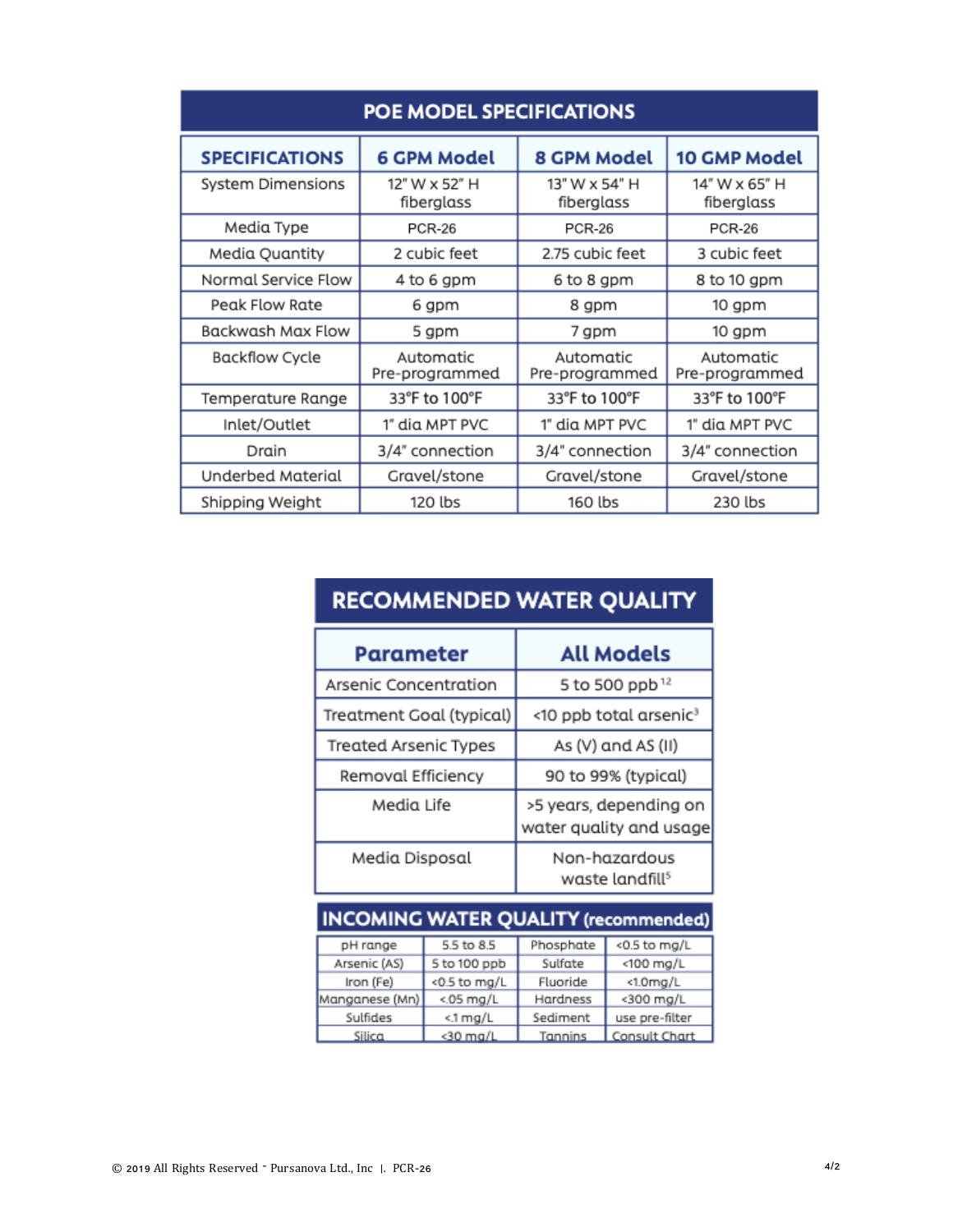## POE MODEL SPECIFICATIONS

| SPECIFICATIONS | 6 GPM Model | 8 GPM Model | 10 GMP Model |
|---|---|---|---|
| System Dimensions | 12" W x 52" H fiberglass | 13" W x 54" H fiberglass | 14" W x 65" H fiberglass |
| Media Type | PCR-26 | PCR-26 | PCR-26 |
| Media Quantity | 2 cubic feet | 2.75 cubic feet | 3 cubic feet |
| Normal Service Flow | 4 to 6 gpm | 6 to 8 gpm | 8 to 10 gpm |
| Peak Flow Rate | 6 gpm | 8 gpm | 10 gpm |
| Backwash Max Flow | 5 gpm | 7 gpm | 10 gpm |
| Backflow Cycle | Automatic Pre-programmed | Automatic Pre-programmed | Automatic Pre-programmed |
| Temperature Range | 33°F to 100°F | 33°F to 100°F | 33°F to 100°F |
| Inlet/Outlet | 1" dia MPT PVC | 1" dia MPT PVC | 1" dia MPT PVC |
| Drain | 3/4" connection | 3/4" connection | 3/4" connection |
| Underbed Material | Gravel/stone | Gravel/stone | Gravel/stone |
| Shipping Weight | 120 lbs | 160 lbs | 230 lbs |

## RECOMMENDED WATER QUALITY

| Parameter | All Models |
|---|---|
| Arsenic Concentration | 5 to 500 ppb [12] |
| Treatment Goal (typical) | <10 ppb total arsenic[3] |
| Treated Arsenic Types | As (V) and AS (II) |
| Removal Efficiency | 90 to 99% (typical) |
| Media Life | >5 years, depending on water quality and usage |
| Media Disposal | Non-hazardous waste landfill[5] |

## INCOMING WATER QUALITY (recommended)

| | | | |
|---|---|---|---|
| pH range | 5.5 to 8.5 | Phosphate | <0.5 to mg/L |
| Arsenic (AS) | 5 to 100 ppb | Sulfate | <100 mg/L |
| Iron (Fe) | <0.5 to mg/L | Fluoride | <1.0mg/L |
| Manganese (Mn) | <.05 mg/L | Hardness | <300 mg/L |
| Sulfides | <.1 mg/L | Sediment | use pre-filter |
| Silica | <30 mg/L | Tannins | Consult Chart |

© 2019 All Rights Reserved - Pursanova Ltd., Inc | PCR-26